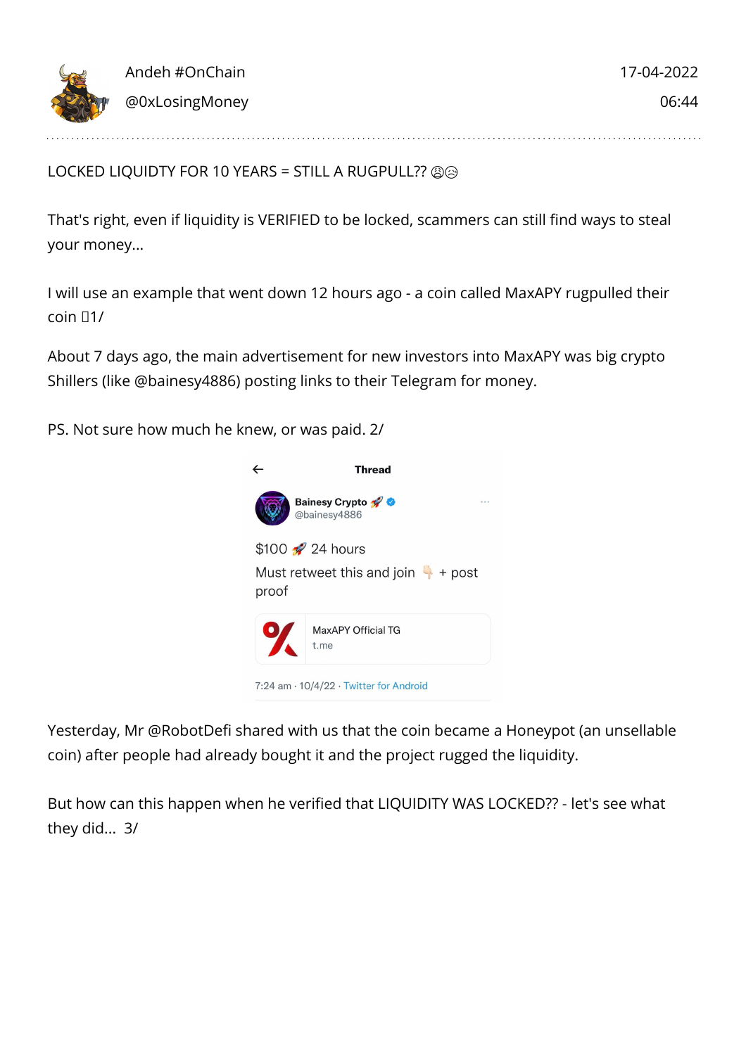Andeh #OnChain
@0xLosingMoney

17-04-2022
06:44

LOCKED LIQUIDTY FOR 10 YEARS = STILL A RUGPULL?? 😩☹️

That's right, even if liquidity is VERIFIED to be locked, scammers can still find ways to steal your money...

I will use an example that went down 12 hours ago - a coin called MaxAPY rugpulled their coin 🧵1/

About 7 days ago, the main advertisement for new investors into MaxAPY was big crypto Shillers (like @bainesy4886) posting links to their Telegram for money.

PS. Not sure how much he knew, or was paid. 2/

Thread

Bainesy Crypto 🚀
@bainesy4886

$100 🚀 24 hours
Must retweet this and join 👇 + post proof

MaxAPY Official TG
t.me

7:24 am · 10/4/22 · Twitter for Android

Yesterday, Mr @RobotDefi shared with us that the coin became a Honeypot (an unsellable coin) after people had already bought it and the project rugged the liquidity.

But how can this happen when he verified that LIQUIDITY WAS LOCKED?? - let's see what they did... 3/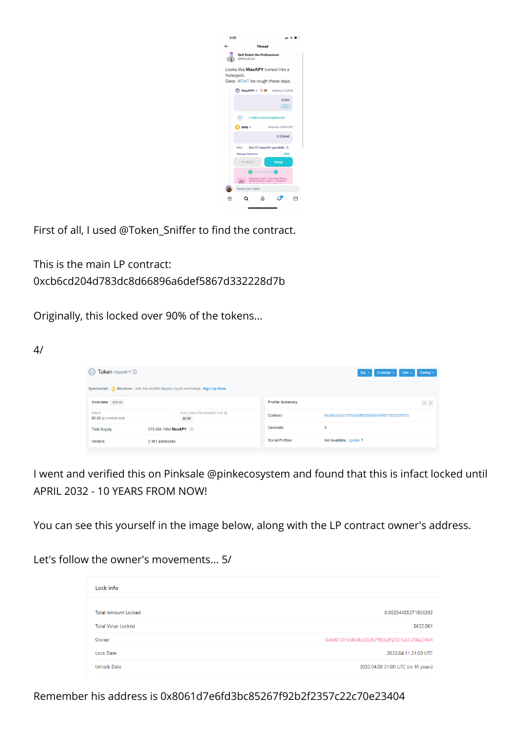First of all, I used @Token_Sniffer to find the contract.

This is the main LP contract:
0xcb6cd204d783dc8d66896a6def5867d332228d7b

Originally, this locked over 90% of the tokens...

4/

I went and verified this on Pinksale @pinkecosystem and found that this is infact locked until APRIL 2032 - 10 YEARS FROM NOW!

You can see this yourself in the image below, along with the LP contract owner's address.

Let's follow the owner's movements... 5/

Remember his address is 0x8061d7e6fd3bc85267f92b2f2357c22c70e23404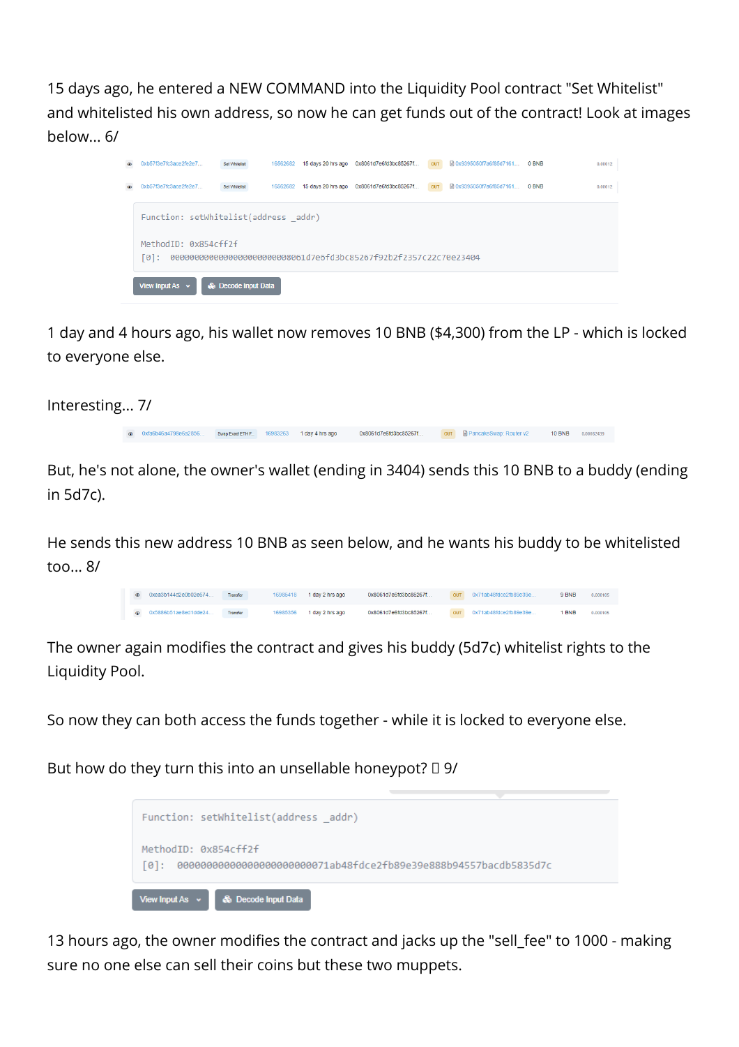15 days ago, he entered a NEW COMMAND into the Liquidity Pool contract "Set Whitelist" and whitelisted his own address, so now he can get funds out of the contract! Look at images below... 6/

| | | | | | | | | | |
|---|---|---|---|---|---|---|---|---|---|
| 👁 | 0xb57f3e7fc3ace2fe2e7... | Set Whitelist | 16562682 | 15 days 20 hrs ago | 0x8061d7e6fd3bc85267f... | OUT | 0x9395060f7a6f85d7161... | 0 BNB | 0.00012 |
| 👁 | 0xb57f3e7fc3ace2fe2e7... | Set Whitelist | 16562682 | 15 days 20 hrs ago | 0x8061d7e6fd3bc85267f... | OUT | 0x9395060f7a6f85d7161... | 0 BNB | 0.00012 |

```
Function: setWhitelist(address _addr)

MethodID: 0x854cff2f
[0]:  0000000000000000000000008061d7e6fd3bc85267f92b2f2357c22c70e23404
```

View Input As | Decode Input Data

1 day and 4 hours ago, his wallet now removes 10 BNB ($4,300) from the LP - which is locked to everyone else.

Interesting... 7/

| | | | | | | | | | |
|---|---|---|---|---|---|---|---|---|---|
| 👁 | 0xfa6b46a4798e6a2856... | Swap Exact ETH F... | 16983263 | 1 day 4 hrs ago | 0x8061d7e6fd3bc85267f... | OUT | PancakeSwap: Router v2 | 10 BNB | 0.00062439 |

But, he's not alone, the owner's wallet (ending in 3404) sends this 10 BNB to a buddy (ending in 5d7c).

He sends this new address 10 BNB as seen below, and he wants his buddy to be whitelisted too... 8/

| | | | | | | | | | |
|---|---|---|---|---|---|---|---|---|---|
| 👁 | 0xea3b144d2e0b02e674... | Transfer | 16985418 | 1 day 2 hrs ago | 0x8061d7e6fd3bc85267f... | OUT | 0x71ab48fdce2fb89e39e... | 9 BNB | 0.000105 |
| 👁 | 0x5886b51ae8ed1dde24... | Transfer | 16985356 | 1 day 2 hrs ago | 0x8061d7e6fd3bc85267f... | OUT | 0x71ab48fdce2fb89e39e... | 1 BNB | 0.000105 |

The owner again modifies the contract and gives his buddy (5d7c) whitelist rights to the Liquidity Pool.

So now they can both access the funds together - while it is locked to everyone else.

But how do they turn this into an unsellable honeypot? 🤔 9/

```
Function: setWhitelist(address _addr)

MethodID: 0x854cff2f
[0]:  00000000000000000000000071ab48fdce2fb89e39e888b94557bacdb5835d7c
```

View Input As | Decode Input Data

13 hours ago, the owner modifies the contract and jacks up the "sell_fee" to 1000 - making sure no one else can sell their coins but these two muppets.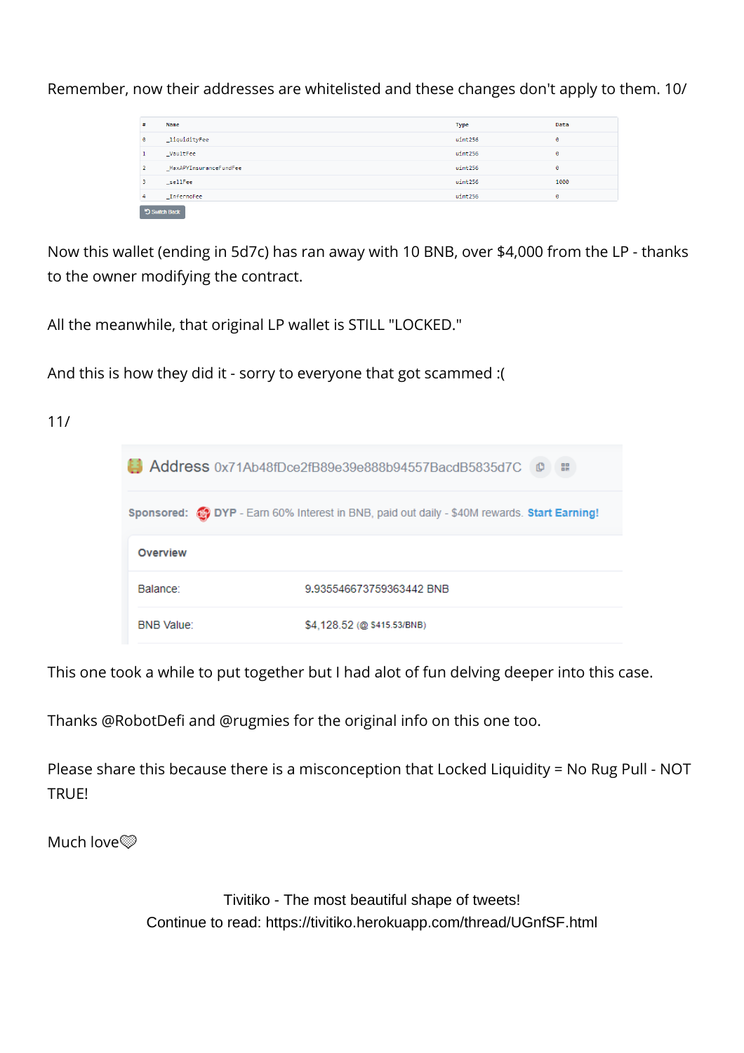Remember, now their addresses are whitelisted and these changes don't apply to them. 10/

| # | Name | Type | Data |
|---|---|---|---|
| 0 | _liquidityFee | uint256 | 0 |
| 1 | _vaultFee | uint256 | 0 |
| 2 | _MaxAPYInsuranceFundFee | uint256 | 0 |
| 3 | _sellFee | uint256 | 1000 |
| 4 | _InfernoFee | uint256 | 0 |

Switch Back

Now this wallet (ending in 5d7c) has ran away with 10 BNB, over $4,000 from the LP - thanks to the owner modifying the contract.

All the meanwhile, that original LP wallet is STILL "LOCKED."

And this is how they did it - sorry to everyone that got scammed :(

11/

Address 0x71Ab48fDce2fB89e39e888b94557BacdB5835d7C

Sponsored: DYP - Earn 60% Interest in BNB, paid out daily - $40M rewards. Start Earning!

Overview

| | |
|---|---|
| Balance: | 9.935546673759363442 BNB |
| BNB Value: | $4,128.52 (@ $415.53/BNB) |

This one took a while to put together but I had alot of fun delving deeper into this case.

Thanks @RobotDefi and @rugmies for the original info on this one too.

Please share this because there is a misconception that Locked Liquidity = No Rug Pull - NOT TRUE!

Much love🩶

Tivitiko - The most beautiful shape of tweets!
Continue to read: https://tivitiko.herokuapp.com/thread/UGnfSF.html